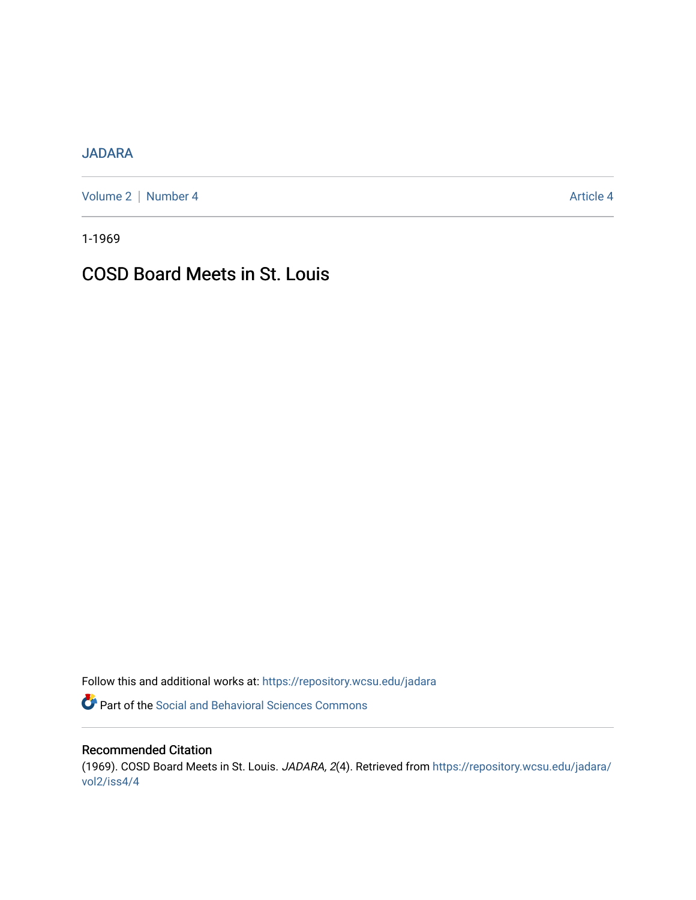JADARA

Volume 2 | Number 4 Article 4

1-1969

# COSD Board Meets in St. Louis

Follow this and additional works at: https://repository.wcsu.edu/jadara

Part of the Social and Behavioral Sciences Commons

## Recommended Citation

(1969). COSD Board Meets in St. Louis. *JADARA, 2*(4). Retrieved from https://repository.wcsu.edu/jadara/vol2/iss4/4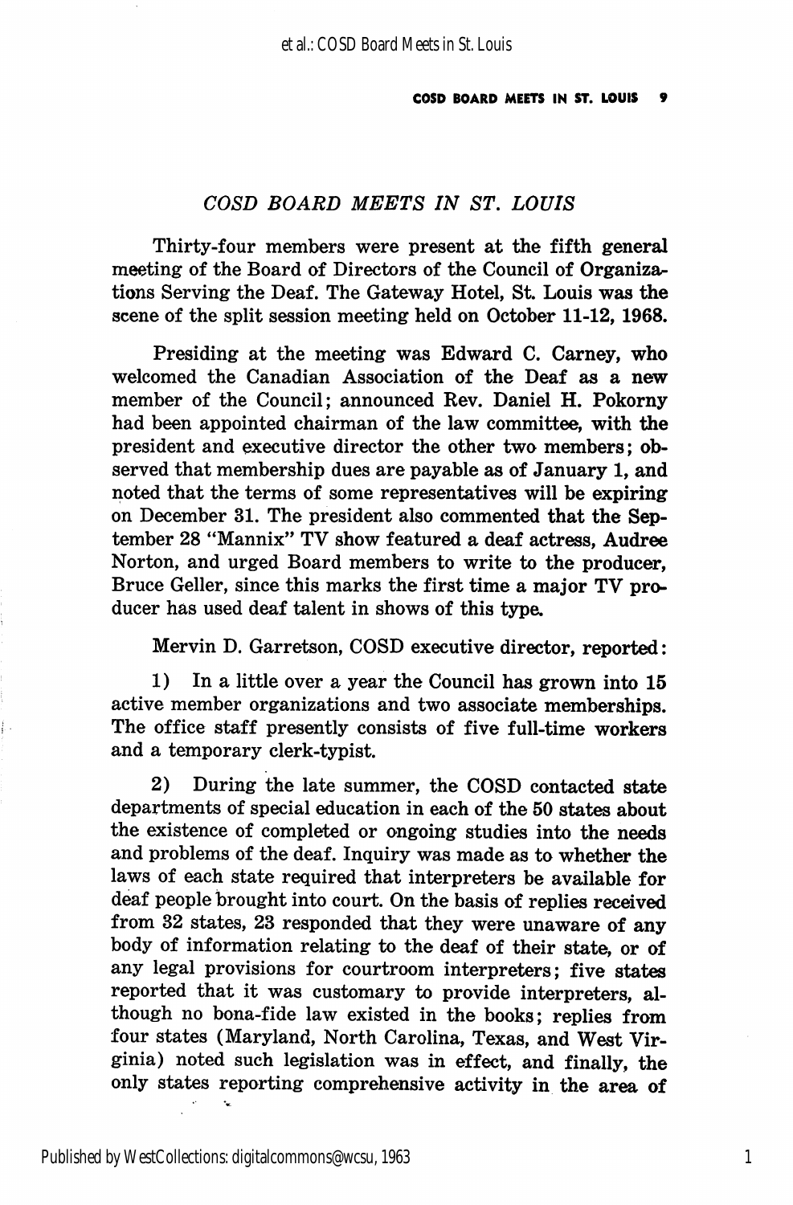## *COSD BOARD MEETS IN ST. LOUIS*

Thirty-four members were present at the fifth general meeting of the Board of Directors of the Council of Organizations Serving the Deaf. The Gateway Hotel, St. Louis was the scene of the split session meeting held on October 11-12, 1968.

Presiding at the meeting was Edward C. Carney, who welcomed the Canadian Association of the Deaf as a new member of the Council; announced Rev. Daniel H. Pokorny had been appointed chairman of the law committee, with the president and executive director the other two members; observed that membership dues are payable as of January 1, and noted that the terms of some representatives will be expiring on December 31. The president also commented that the September 28 "Mannix" TV show featured a deaf actress, Audree Norton, and urged Board members to write to the producer, Bruce Geller, since this marks the first time a major TV producer has used deaf talent in shows of this type.

Mervin D. Garretson, COSD executive director, reported:

1) In a little over a year the Council has grown into 15 active member organizations and two associate memberships. The office staff presently consists of five full-time workers and a temporary clerk-typist.

2) During the late summer, the COSD contacted state departments of special education in each of the 50 states about the existence of completed or ongoing studies into the needs and problems of the deaf. Inquiry was made as to whether the laws of each state required that interpreters be available for deaf people brought into court. On the basis of replies received from 32 states, 23 responded that they were unaware of any body of information relating to the deaf of their state, or of any legal provisions for courtroom interpreters; five states reported that it was customary to provide interpreters, although no bona-fide law existed in the books; replies from four states (Maryland, North Carolina, Texas, and West Virginia) noted such legislation was in effect, and finally, the only states reporting comprehensive activity in the area of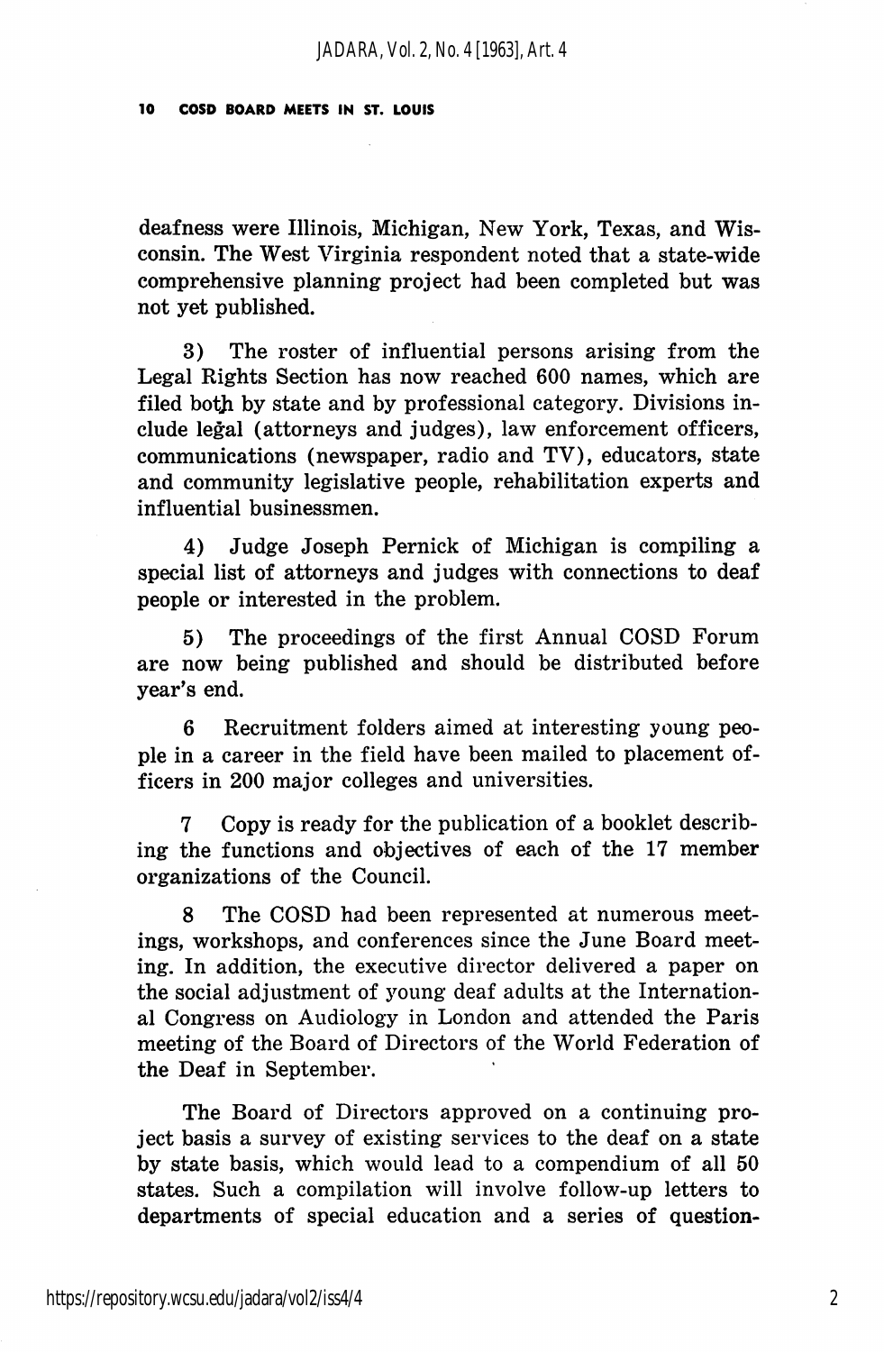deafness were Illinois, Michigan, New York, Texas, and Wisconsin. The West Virginia respondent noted that a state-wide comprehensive planning project had been completed but was not yet published.

3) The roster of influential persons arising from the Legal Rights Section has now reached 600 names, which are filed both by state and by professional category. Divisions include legal (attorneys and judges), law enforcement officers, communications (newspaper, radio and TV), educators, state and community legislative people, rehabilitation experts and influential businessmen.

4) Judge Joseph Pernick of Michigan is compiling a special list of attorneys and judges with connections to deaf people or interested in the problem.

5) The proceedings of the first Annual COSD Forum are now being published and should be distributed before year's end.

6 Recruitment folders aimed at interesting young people in a career in the field have been mailed to placement officers in 200 major colleges and universities.

7 Copy is ready for the publication of a booklet describing the functions and objectives of each of the 17 member organizations of the Council.

8 The COSD had been represented at numerous meetings, workshops, and conferences since the June Board meeting. In addition, the executive director delivered a paper on the social adjustment of young deaf adults at the International Congress on Audiology in London and attended the Paris meeting of the Board of Directors of the World Federation of the Deaf in September.

The Board of Directors approved on a continuing project basis a survey of existing services to the deaf on a state by state basis, which would lead to a compendium of all 50 states. Such a compilation will involve follow-up letters to departments of special education and a series of question-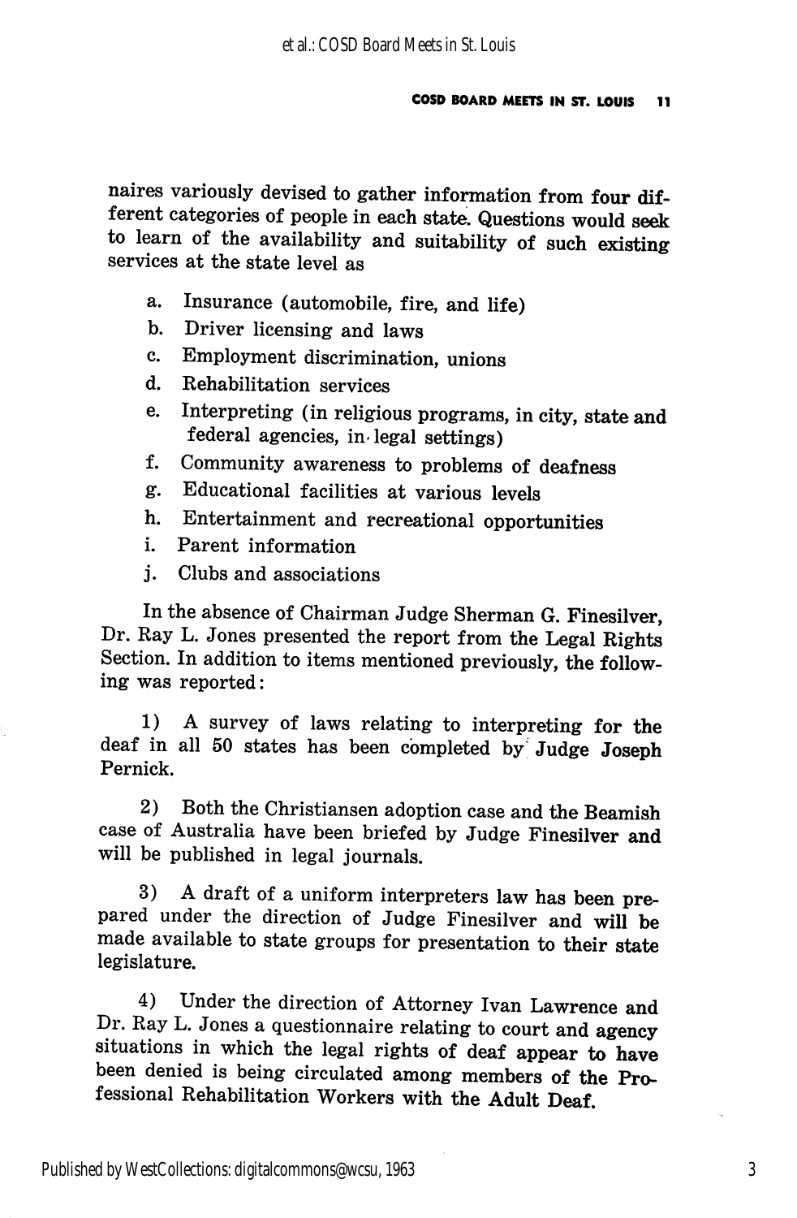naires variously devised to gather information from four different categories of people in each state. Questions would seek to learn of the availability and suitability of such existing services at the state level as

a. Insurance (automobile, fire, and life)
b. Driver licensing and laws
c. Employment discrimination, unions
d. Rehabilitation services
e. Interpreting (in religious programs, in city, state and federal agencies, in legal settings)
f. Community awareness to problems of deafness
g. Educational facilities at various levels
h. Entertainment and recreational opportunities
i. Parent information
j. Clubs and associations

In the absence of Chairman Judge Sherman G. Finesilver, Dr. Ray L. Jones presented the report from the Legal Rights Section. In addition to items mentioned previously, the following was reported:

1) A survey of laws relating to interpreting for the deaf in all 50 states has been completed by Judge Joseph Pernick.

2) Both the Christiansen adoption case and the Beamish case of Australia have been briefed by Judge Finesilver and will be published in legal journals.

3) A draft of a uniform interpreters law has been prepared under the direction of Judge Finesilver and will be made available to state groups for presentation to their state legislature.

4) Under the direction of Attorney Ivan Lawrence and Dr. Ray L. Jones a questionnaire relating to court and agency situations in which the legal rights of deaf appear to have been denied is being circulated among members of the Professional Rehabilitation Workers with the Adult Deaf.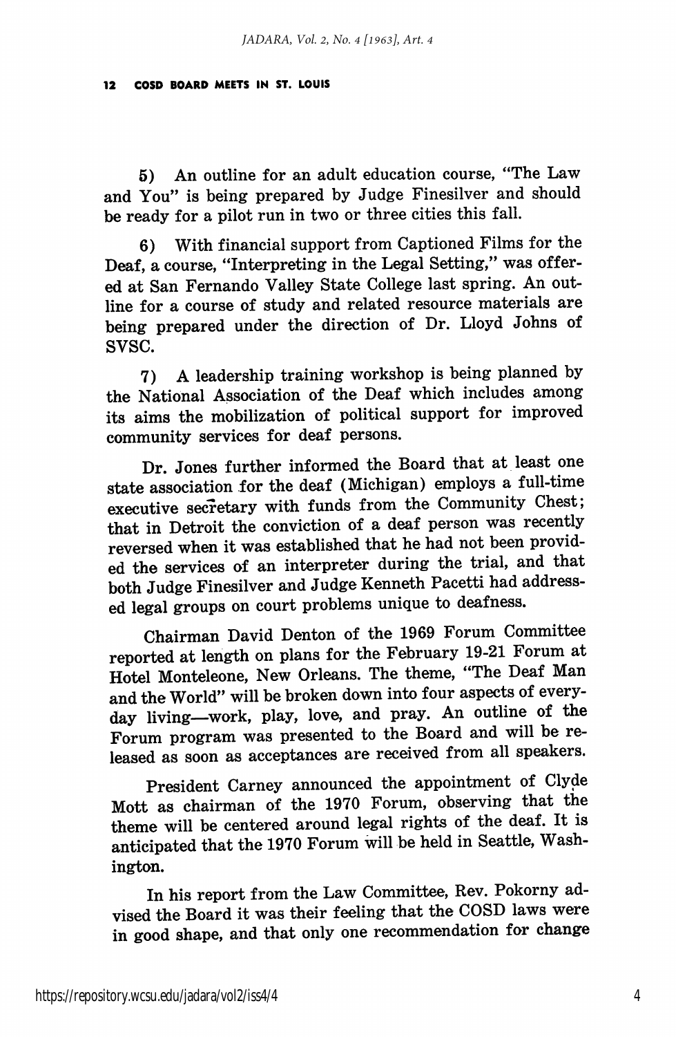5) An outline for an adult education course, "The Law and You" is being prepared by Judge Finesilver and should be ready for a pilot run in two or three cities this fall.

6) With financial support from Captioned Films for the Deaf, a course, "Interpreting in the Legal Setting," was offered at San Fernando Valley State College last spring. An outline for a course of study and related resource materials are being prepared under the direction of Dr. Lloyd Johns of SVSC.

7) A leadership training workshop is being planned by the National Association of the Deaf which includes among its aims the mobilization of political support for improved community services for deaf persons.

Dr. Jones further informed the Board that at least one state association for the deaf (Michigan) employs a full-time executive secretary with funds from the Community Chest; that in Detroit the conviction of a deaf person was recently reversed when it was established that he had not been provided the services of an interpreter during the trial, and that both Judge Finesilver and Judge Kenneth Pacetti had addressed legal groups on court problems unique to deafness.

Chairman David Denton of the 1969 Forum Committee reported at length on plans for the February 19-21 Forum at Hotel Monteleone, New Orleans. The theme, "The Deaf Man and the World" will be broken down into four aspects of everyday living—work, play, love, and pray. An outline of the Forum program was presented to the Board and will be released as soon as acceptances are received from all speakers.

President Carney announced the appointment of Clyde Mott as chairman of the 1970 Forum, observing that the theme will be centered around legal rights of the deaf. It is anticipated that the 1970 Forum will be held in Seattle, Washington.

In his report from the Law Committee, Rev. Pokorny advised the Board it was their feeling that the COSD laws were in good shape, and that only one recommendation for change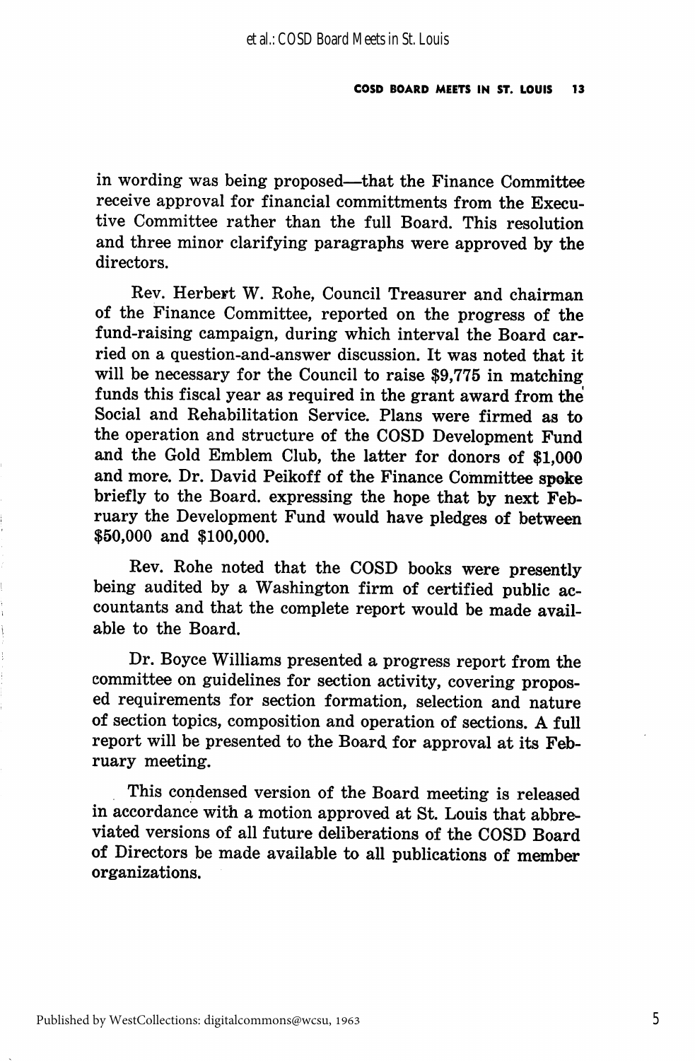in wording was being proposed—that the Finance Committee receive approval for financial committments from the Executive Committee rather than the full Board. This resolution and three minor clarifying paragraphs were approved by the directors.

Rev. Herbert W. Rohe, Council Treasurer and chairman of the Finance Committee, reported on the progress of the fund-raising campaign, during which interval the Board carried on a question-and-answer discussion. It was noted that it will be necessary for the Council to raise $9,775 in matching funds this fiscal year as required in the grant award from the Social and Rehabilitation Service. Plans were firmed as to the operation and structure of the COSD Development Fund and the Gold Emblem Club, the latter for donors of $1,000 and more. Dr. David Peikoff of the Finance Committee spoke briefly to the Board. expressing the hope that by next February the Development Fund would have pledges of between $50,000 and $100,000.

Rev. Rohe noted that the COSD books were presently being audited by a Washington firm of certified public accountants and that the complete report would be made available to the Board.

Dr. Boyce Williams presented a progress report from the committee on guidelines for section activity, covering proposed requirements for section formation, selection and nature of section topics, composition and operation of sections. A full report will be presented to the Board for approval at its February meeting.

This condensed version of the Board meeting is released in accordance with a motion approved at St. Louis that abbreviated versions of all future deliberations of the COSD Board of Directors be made available to all publications of member organizations.